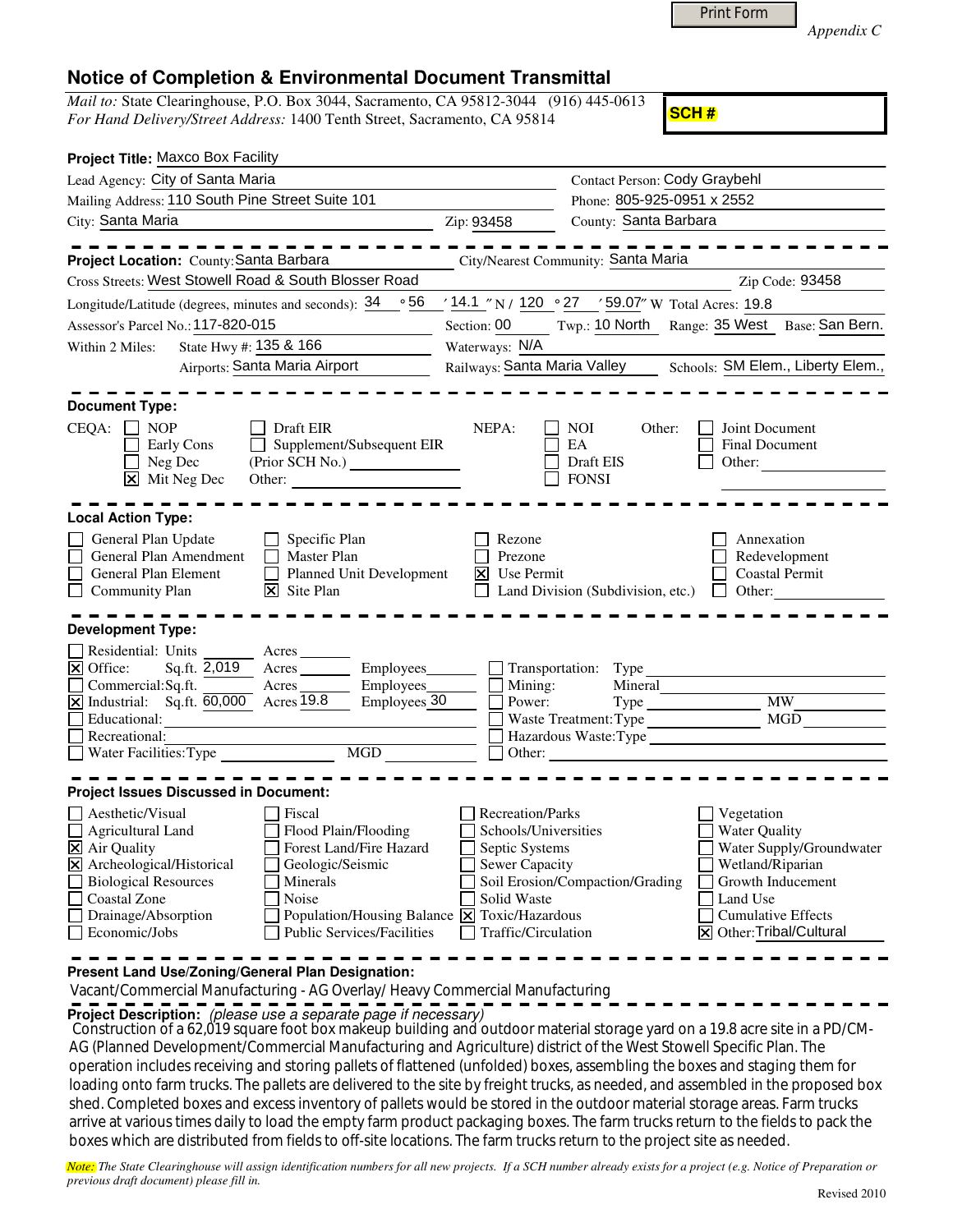Print Form

*Appendix C*

## Notice of Completion & Environmental Document Transmittal

*Mail to:* State Clearinghouse, P.O. Box 3044, Sacramento, CA 95812-3044 (916) 445-0613
*For Hand Delivery/Street Address:* 1400 Tenth Street, Sacramento, CA 95814

**SCH #**

**Project Title:** Maxco Box Facility

Lead Agency: City of Santa Maria — Contact Person: Cody Graybehl
Mailing Address: 110 South Pine Street Suite 101 — Phone: 805-925-0951 x 2552
City: Santa Maria — Zip: 93458 — County: Santa Barbara

---

**Project Location:** County: Santa Barbara — City/Nearest Community: Santa Maria
Cross Streets: West Stowell Road & South Blosser Road — Zip Code: 93458
Longitude/Latitude (degrees, minutes and seconds): 34 ° 56 ′ 14.1 ″ N / 120 ° 27 ′ 59.07″ W Total Acres: 19.8
Assessor's Parcel No.: 117-820-015 — Section: 00 — Twp.: 10 North — Range: 35 West — Base: San Bern.
Within 2 Miles: State Hwy #: 135 & 166 — Waterways: N/A
Airports: Santa Maria Airport — Railways: Santa Maria Valley — Schools: SM Elem., Liberty Elem.,

---

**Document Type:**

CEQA: ☐ NOP ☐ Early Cons ☐ Neg Dec ☒ Mit Neg Dec ☐ Draft EIR ☐ Supplement/Subsequent EIR (Prior SCH No.) ______ Other: ______

NEPA: ☐ NOI ☐ EA ☐ Draft EIS ☐ FONSI

Other: ☐ Joint Document ☐ Final Document ☐ Other: ______

---

**Local Action Type:**

☐ General Plan Update ☐ General Plan Amendment ☐ General Plan Element ☐ Community Plan ☐ Specific Plan ☐ Master Plan ☐ Planned Unit Development ☒ Site Plan ☐ Rezone ☐ Prezone ☒ Use Permit ☐ Land Division (Subdivision, etc.) ☐ Annexation ☐ Redevelopment ☐ Coastal Permit ☐ Other: ______

---

**Development Type:**

☐ Residential: Units ______ Acres ______
☒ Office: Sq.ft. 2,019 Acres ______ Employees ______
☐ Commercial: Sq.ft. ______ Acres ______ Employees ______
☒ Industrial: Sq.ft. 60,000 Acres 19.8 Employees 30
☐ Educational: ______
☐ Recreational: ______
☐ Water Facilities: Type ______ MGD ______
☐ Transportation: Type ______
☐ Mining: Mineral ______
☐ Power: Type ______ MW ______
☐ Waste Treatment: Type ______ MGD ______
☐ Hazardous Waste: Type ______
☐ Other: ______

---

**Project Issues Discussed in Document:**

☐ Aesthetic/Visual ☐ Agricultural Land ☒ Air Quality ☒ Archeological/Historical ☐ Biological Resources ☐ Coastal Zone ☐ Drainage/Absorption ☐ Economic/Jobs ☐ Fiscal ☐ Flood Plain/Flooding ☐ Forest Land/Fire Hazard ☐ Geologic/Seismic ☐ Minerals ☐ Noise ☐ Population/Housing Balance ☐ Public Services/Facilities ☐ Recreation/Parks ☐ Schools/Universities ☐ Septic Systems ☐ Sewer Capacity ☐ Soil Erosion/Compaction/Grading ☐ Solid Waste ☒ Toxic/Hazardous ☐ Traffic/Circulation ☐ Vegetation ☐ Water Quality ☐ Water Supply/Groundwater ☐ Wetland/Riparian ☐ Growth Inducement ☐ Land Use ☐ Cumulative Effects ☒ Other: Tribal/Cultural

---

**Present Land Use/Zoning/General Plan Designation:**

Vacant/Commercial Manufacturing - AG Overlay/ Heavy Commercial Manufacturing

---

**Project Description:** *(please use a separate page if necessary)*

Construction of a 62,019 square foot box makeup building and outdoor material storage yard on a 19.8 acre site in a PD/CM-AG (Planned Development/Commercial Manufacturing and Agriculture) district of the West Stowell Specific Plan. The operation includes receiving and storing pallets of flattened (unfolded) boxes, assembling the boxes and staging them for loading onto farm trucks. The pallets are delivered to the site by freight trucks, as needed, and assembled in the proposed box shed. Completed boxes and excess inventory of pallets would be stored in the outdoor material storage areas. Farm trucks arrive at various times daily to load the empty farm product packaging boxes. The farm trucks return to the fields to pack the boxes which are distributed from fields to off-site locations. The farm trucks return to the project site as needed.

*Note: The State Clearinghouse will assign identification numbers for all new projects. If a SCH number already exists for a project (e.g. Notice of Preparation or previous draft document) please fill in.*

Revised 2010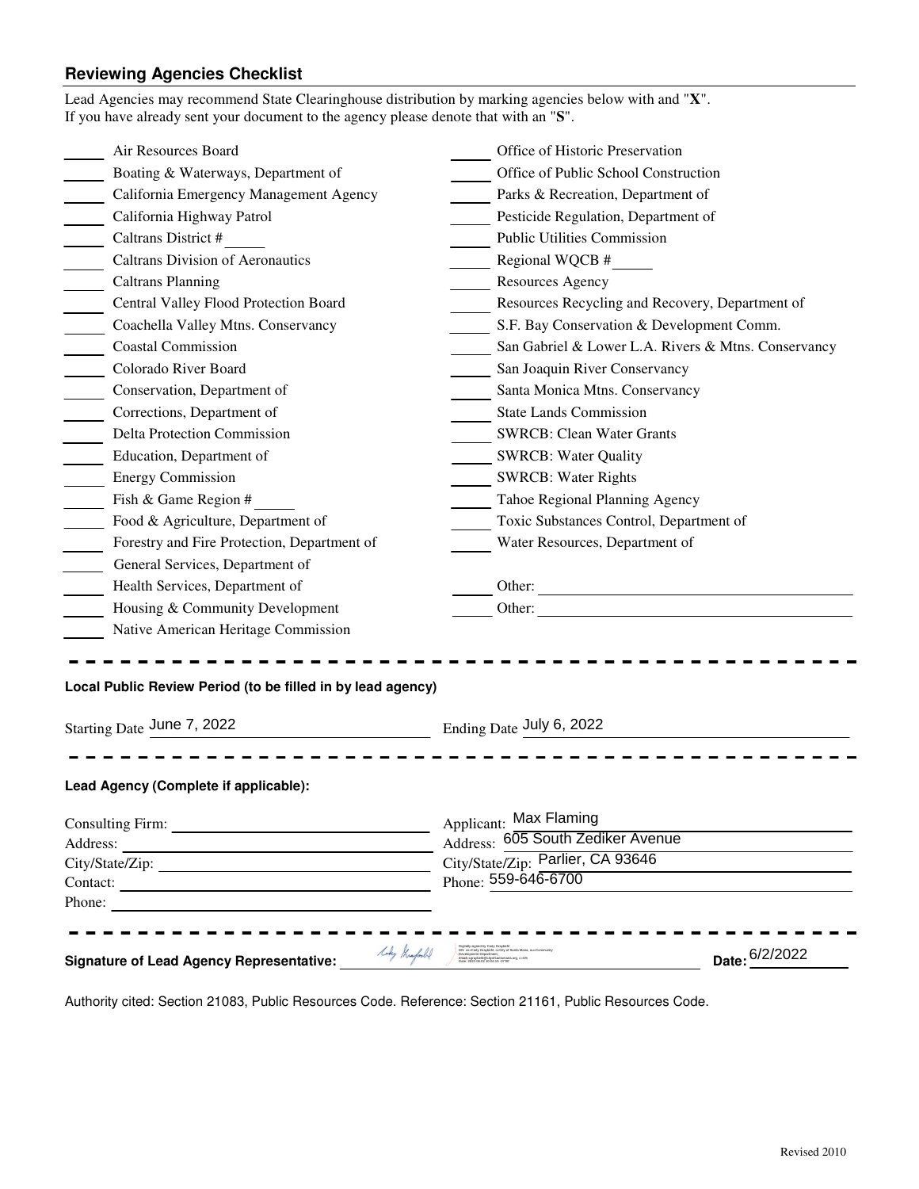## Reviewing Agencies Checklist

Lead Agencies may recommend State Clearinghouse distribution by marking agencies below with and "**X**".
If you have already sent your document to the agency please denote that with an "**S**".

- ____ Air Resources Board
- ____ Boating & Waterways, Department of
- ____ California Emergency Management Agency
- ____ California Highway Patrol
- ____ Caltrans District # ____
- ____ Caltrans Division of Aeronautics
- ____ Caltrans Planning
- ____ Central Valley Flood Protection Board
- ____ Coachella Valley Mtns. Conservancy
- ____ Coastal Commission
- ____ Colorado River Board
- ____ Conservation, Department of
- ____ Corrections, Department of
- ____ Delta Protection Commission
- ____ Education, Department of
- ____ Energy Commission
- ____ Fish & Game Region # ____
- ____ Food & Agriculture, Department of
- ____ Forestry and Fire Protection, Department of
- ____ General Services, Department of
- ____ Health Services, Department of
- ____ Housing & Community Development
- ____ Native American Heritage Commission
- ____ Office of Historic Preservation
- ____ Office of Public School Construction
- ____ Parks & Recreation, Department of
- ____ Pesticide Regulation, Department of
- ____ Public Utilities Commission
- ____ Regional WQCB # ____
- ____ Resources Agency
- ____ Resources Recycling and Recovery, Department of
- ____ S.F. Bay Conservation & Development Comm.
- ____ San Gabriel & Lower L.A. Rivers & Mtns. Conservancy
- ____ San Joaquin River Conservancy
- ____ Santa Monica Mtns. Conservancy
- ____ State Lands Commission
- ____ SWRCB: Clean Water Grants
- ____ SWRCB: Water Quality
- ____ SWRCB: Water Rights
- ____ Tahoe Regional Planning Agency
- ____ Toxic Substances Control, Department of
- ____ Water Resources, Department of
- ____ Other: ____________
- ____ Other: ____________

---

**Local Public Review Period (to be filled in by lead agency)**

Starting Date June 7, 2022

Ending Date July 6, 2022

---

**Lead Agency (Complete if applicable):**

Consulting Firm:
Address:
City/State/Zip:
Contact:
Phone:

Applicant: Max Flaming
Address: 605 South Zediker Avenue
City/State/Zip: Parlier, CA 93646
Phone: 559-646-6700

---

**Signature of Lead Agency Representative:** Cody Graybehl (Digitally signed by Cody Graybehl)

**Date:** 6/2/2022

Authority cited: Section 21083, Public Resources Code. Reference: Section 21161, Public Resources Code.

Revised 2010